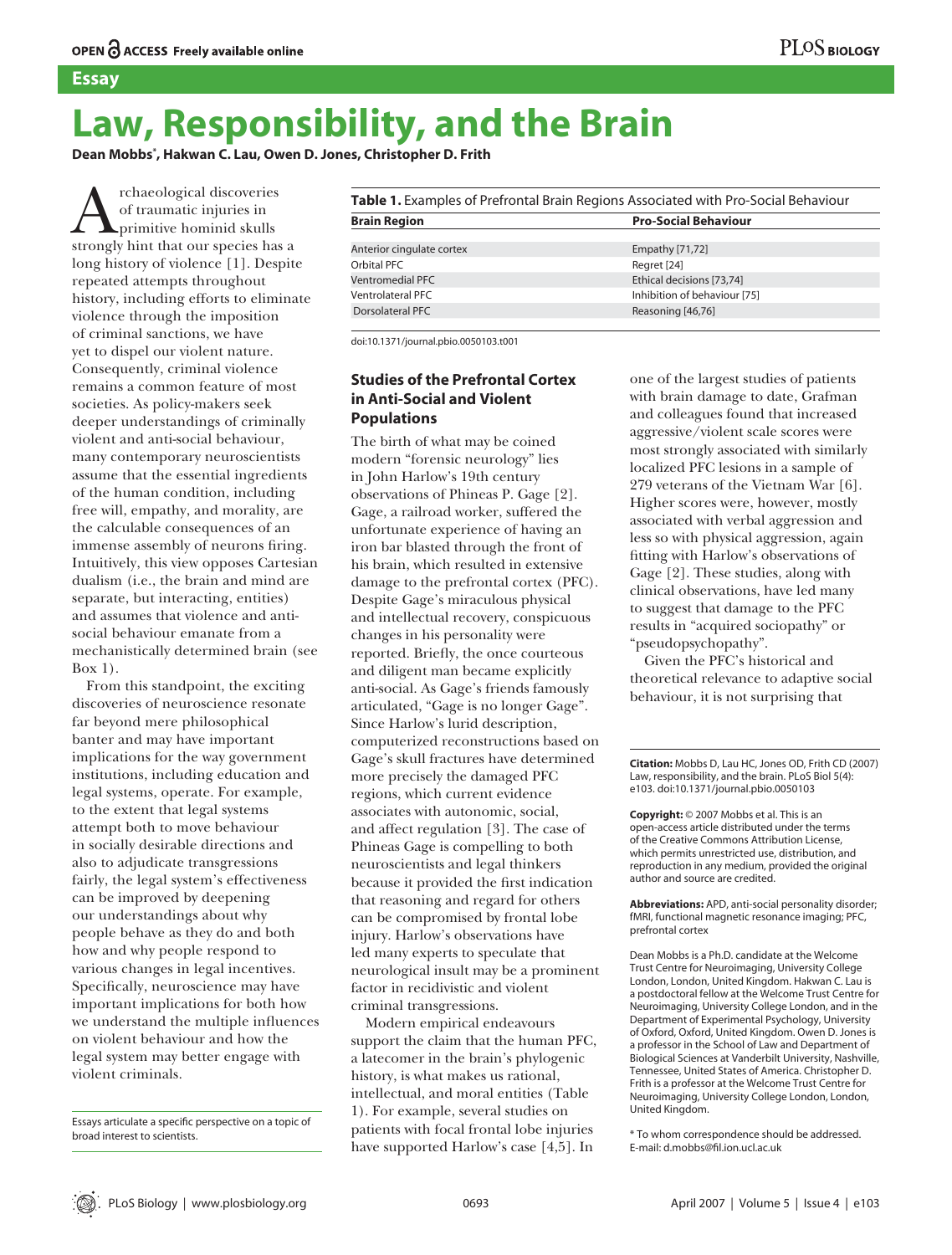Essay

# Law, Responsibility, and the Brain

**Dean Mobbs\*, Hakwan C. Lau, Owen D. Jones, Christopher D. Frith**

Archaeological discoveries of traumatic injuries in primitive hominid skulls strongly hint that our species has a long history of violence [1]. Despite repeated attempts throughout history, including efforts to eliminate violence through the imposition of criminal sanctions, we have yet to dispel our violent nature. Consequently, criminal violence remains a common feature of most societies. As policy-makers seek deeper understandings of criminally violent and anti-social behaviour, many contemporary neuroscientists assume that the essential ingredients of the human condition, including free will, empathy, and morality, are the calculable consequences of an immense assembly of neurons firing. Intuitively, this view opposes Cartesian dualism (i.e., the brain and mind are separate, but interacting, entities) and assumes that violence and anti-social behaviour emanate from a mechanistically determined brain (see Box 1).

From this standpoint, the exciting discoveries of neuroscience resonate far beyond mere philosophical banter and may have important implications for the way government institutions, including education and legal systems, operate. For example, to the extent that legal systems attempt both to move behaviour in socially desirable directions and also to adjudicate transgressions fairly, the legal system's effectiveness can be improved by deepening our understandings about why people behave as they do and both how and why people respond to various changes in legal incentives. Specifically, neuroscience may have important implications for both how we understand the multiple influences on violent behaviour and how the legal system may better engage with violent criminals.

Essays articulate a specific perspective on a topic of broad interest to scientists.

**Table 1.** Examples of Prefrontal Brain Regions Associated with Pro-Social Behaviour

| Brain Region | Pro-Social Behaviour |
|---|---|
| Anterior cingulate cortex | Empathy [71,72] |
| Orbital PFC | Regret [24] |
| Ventromedial PFC | Ethical decisions [73,74] |
| Ventrolateral PFC | Inhibition of behaviour [75] |
| Dorsolateral PFC | Reasoning [46,76] |

doi:10.1371/journal.pbio.0050103.t001

## Studies of the Prefrontal Cortex in Anti-Social and Violent Populations

The birth of what may be coined modern "forensic neurology" lies in John Harlow's 19th century observations of Phineas P. Gage [2]. Gage, a railroad worker, suffered the unfortunate experience of having an iron bar blasted through the front of his brain, which resulted in extensive damage to the prefrontal cortex (PFC). Despite Gage's miraculous physical and intellectual recovery, conspicuous changes in his personality were reported. Briefly, the once courteous and diligent man became explicitly anti-social. As Gage's friends famously articulated, "Gage is no longer Gage". Since Harlow's lurid description, computerized reconstructions based on Gage's skull fractures have determined more precisely the damaged PFC regions, which current evidence associates with autonomic, social, and affect regulation [3]. The case of Phineas Gage is compelling to both neuroscientists and legal thinkers because it provided the first indication that reasoning and regard for others can be compromised by frontal lobe injury. Harlow's observations have led many experts to speculate that neurological insult may be a prominent factor in recidivistic and violent criminal transgressions.

Modern empirical endeavours support the claim that the human PFC, a latecomer in the brain's phylogenic history, is what makes us rational, intellectual, and moral entities (Table 1). For example, several studies on patients with focal frontal lobe injuries have supported Harlow's case [4,5]. In one of the largest studies of patients with brain damage to date, Grafman and colleagues found that increased aggressive/violent scale scores were most strongly associated with similarly localized PFC lesions in a sample of 279 veterans of the Vietnam War [6]. Higher scores were, however, mostly associated with verbal aggression and less so with physical aggression, again fitting with Harlow's observations of Gage [2]. These studies, along with clinical observations, have led many to suggest that damage to the PFC results in "acquired sociopathy" or "pseudopsychopathy".

Given the PFC's historical and theoretical relevance to adaptive social behaviour, it is not surprising that

**Citation:** Mobbs D, Lau HC, Jones OD, Frith CD (2007) Law, responsibility, and the brain. PLoS Biol 5(4): e103. doi:10.1371/journal.pbio.0050103

**Copyright:** © 2007 Mobbs et al. This is an open-access article distributed under the terms of the Creative Commons Attribution License, which permits unrestricted use, distribution, and reproduction in any medium, provided the original author and source are credited.

**Abbreviations:** APD, anti-social personality disorder; fMRI, functional magnetic resonance imaging; PFC, prefrontal cortex

Dean Mobbs is a Ph.D. candidate at the Welcome Trust Centre for Neuroimaging, University College London, London, United Kingdom. Hakwan C. Lau is a postdoctoral fellow at the Welcome Trust Centre for Neuroimaging, University College London, and in the Department of Experimental Psychology, University of Oxford, Oxford, United Kingdom. Owen D. Jones is a professor in the School of Law and Department of Biological Sciences at Vanderbilt University, Nashville, Tennessee, United States of America. Christopher D. Frith is a professor at the Welcome Trust Centre for Neuroimaging, University College London, London, United Kingdom.

\* To whom correspondence should be addressed. E-mail: d.mobbs@fil.ion.ucl.ac.uk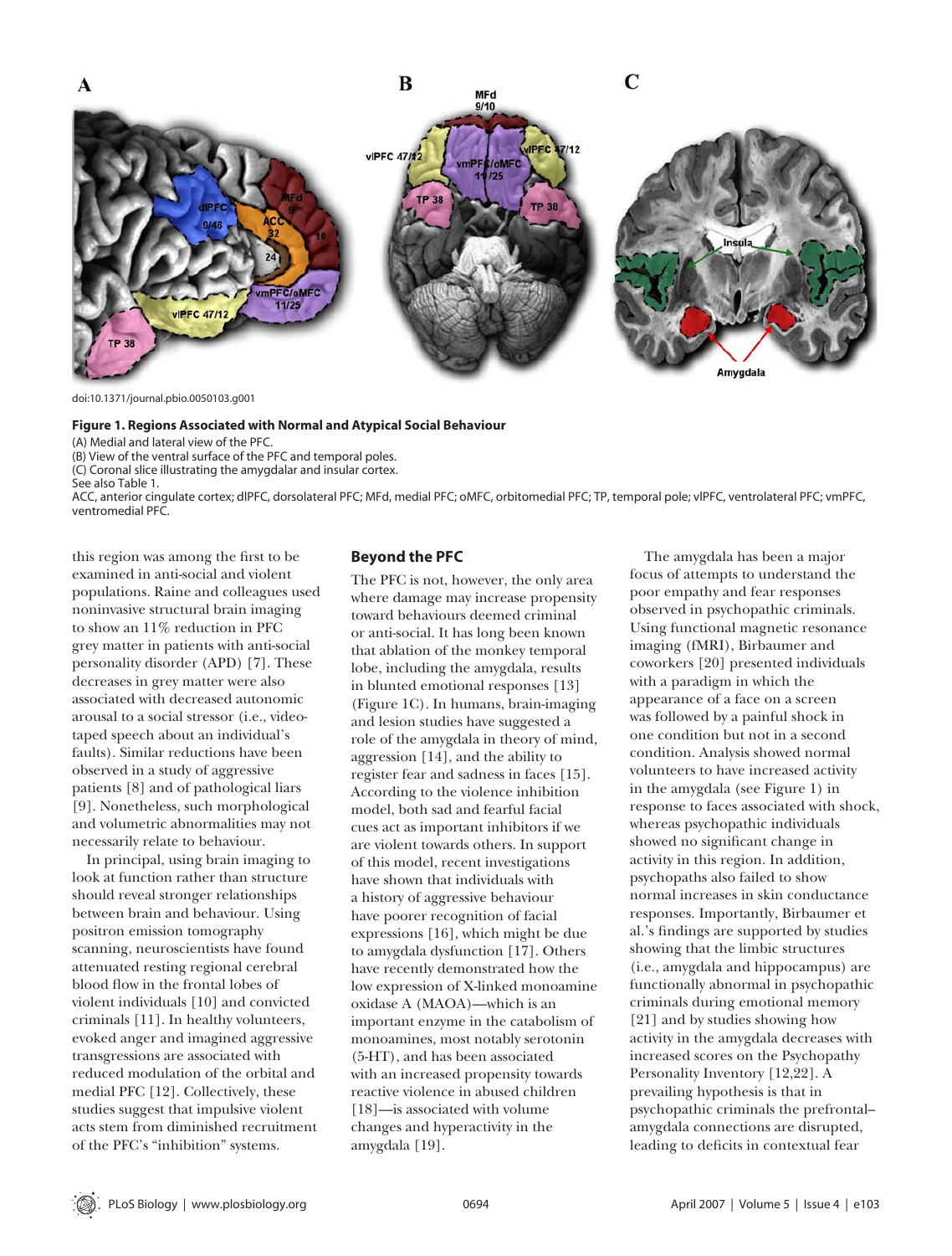doi:10.1371/journal.pbio.0050103.g001

**Figure 1. Regions Associated with Normal and Atypical Social Behaviour**

(A) Medial and lateral view of the PFC.
(B) View of the ventral surface of the PFC and temporal poles.
(C) Coronal slice illustrating the amygdalar and insular cortex.
See also Table 1.
ACC, anterior cingulate cortex; dlPFC, dorsolateral PFC; MFd, medial PFC; oMFC, orbitomedial PFC; TP, temporal pole; vlPFC, ventrolateral PFC; vmPFC, ventromedial PFC.

this region was among the first to be examined in anti-social and violent populations. Raine and colleagues used noninvasive structural brain imaging to show an 11% reduction in PFC grey matter in patients with anti-social personality disorder (APD) [7]. These decreases in grey matter were also associated with decreased autonomic arousal to a social stressor (i.e., video-taped speech about an individual's faults). Similar reductions have been observed in a study of aggressive patients [8] and of pathological liars [9]. Nonetheless, such morphological and volumetric abnormalities may not necessarily relate to behaviour.

In principal, using brain imaging to look at function rather than structure should reveal stronger relationships between brain and behaviour. Using positron emission tomography scanning, neuroscientists have found attenuated resting regional cerebral blood flow in the frontal lobes of violent individuals [10] and convicted criminals [11]. In healthy volunteers, evoked anger and imagined aggressive transgressions are associated with reduced modulation of the orbital and medial PFC [12]. Collectively, these studies suggest that impulsive violent acts stem from diminished recruitment of the PFC's "inhibition" systems.

## Beyond the PFC

The PFC is not, however, the only area where damage may increase propensity toward behaviours deemed criminal or anti-social. It has long been known that ablation of the monkey temporal lobe, including the amygdala, results in blunted emotional responses [13] (Figure 1C). In humans, brain-imaging and lesion studies have suggested a role of the amygdala in theory of mind, aggression [14], and the ability to register fear and sadness in faces [15]. According to the violence inhibition model, both sad and fearful facial cues act as important inhibitors if we are violent towards others. In support of this model, recent investigations have shown that individuals with a history of aggressive behaviour have poorer recognition of facial expressions [16], which might be due to amygdala dysfunction [17]. Others have recently demonstrated how the low expression of X-linked monoamine oxidase A (MAOA)—which is an important enzyme in the catabolism of monoamines, most notably serotonin (5-HT), and has been associated with an increased propensity towards reactive violence in abused children [18]—is associated with volume changes and hyperactivity in the amygdala [19].

The amygdala has been a major focus of attempts to understand the poor empathy and fear responses observed in psychopathic criminals. Using functional magnetic resonance imaging (fMRI), Birbaumer and coworkers [20] presented individuals with a paradigm in which the appearance of a face on a screen was followed by a painful shock in one condition but not in a second condition. Analysis showed normal volunteers to have increased activity in the amygdala (see Figure 1) in response to faces associated with shock, whereas psychopathic individuals showed no significant change in activity in this region. In addition, psychopaths also failed to show normal increases in skin conductance responses. Importantly, Birbaumer et al.'s findings are supported by studies showing that the limbic structures (i.e., amygdala and hippocampus) are functionally abnormal in psychopathic criminals during emotional memory [21] and by studies showing how activity in the amygdala decreases with increased scores on the Psychopathy Personality Inventory [12,22]. A prevailing hypothesis is that in psychopathic criminals the prefrontal–amygdala connections are disrupted, leading to deficits in contextual fear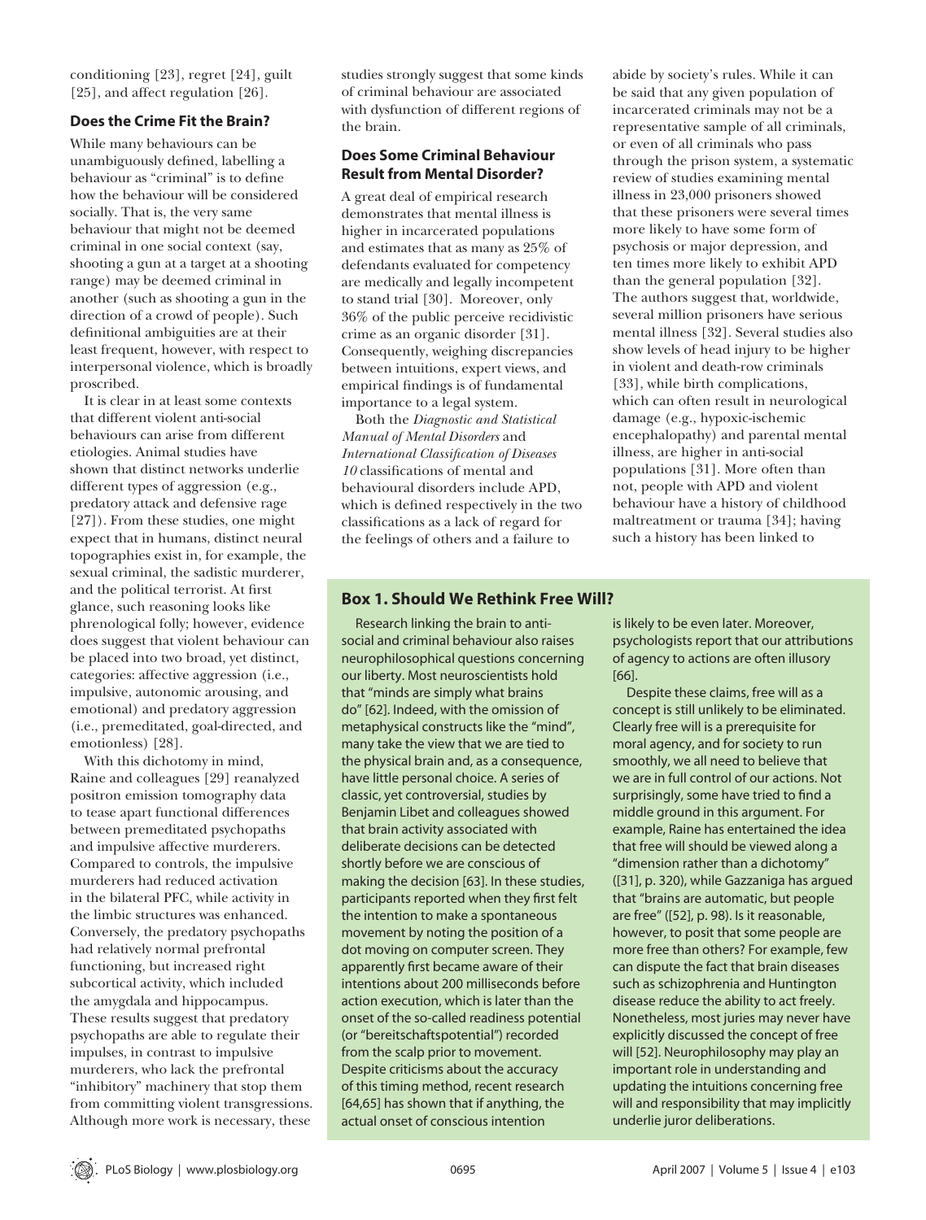conditioning [23], regret [24], guilt [25], and affect regulation [26].

### Does the Crime Fit the Brain?

While many behaviours can be unambiguously defined, labelling a behaviour as "criminal" is to define how the behaviour will be considered socially. That is, the very same behaviour that might not be deemed criminal in one social context (say, shooting a gun at a target at a shooting range) may be deemed criminal in another (such as shooting a gun in the direction of a crowd of people). Such definitional ambiguities are at their least frequent, however, with respect to interpersonal violence, which is broadly proscribed.

It is clear in at least some contexts that different violent anti-social behaviours can arise from different etiologies. Animal studies have shown that distinct networks underlie different types of aggression (e.g., predatory attack and defensive rage [27]). From these studies, one might expect that in humans, distinct neural topographies exist in, for example, the sexual criminal, the sadistic murderer, and the political terrorist. At first glance, such reasoning looks like phrenological folly; however, evidence does suggest that violent behaviour can be placed into two broad, yet distinct, categories: affective aggression (i.e., impulsive, autonomic arousing, and emotional) and predatory aggression (i.e., premeditated, goal-directed, and emotionless) [28].

With this dichotomy in mind, Raine and colleagues [29] reanalyzed positron emission tomography data to tease apart functional differences between premeditated psychopaths and impulsive affective murderers. Compared to controls, the impulsive murderers had reduced activation in the bilateral PFC, while activity in the limbic structures was enhanced. Conversely, the predatory psychopaths had relatively normal prefrontal functioning, but increased right subcortical activity, which included the amygdala and hippocampus. These results suggest that predatory psychopaths are able to regulate their impulses, in contrast to impulsive murderers, who lack the prefrontal "inhibitory" machinery that stop them from committing violent transgressions. Although more work is necessary, these studies strongly suggest that some kinds of criminal behaviour are associated with dysfunction of different regions of the brain.

### Does Some Criminal Behaviour Result from Mental Disorder?

A great deal of empirical research demonstrates that mental illness is higher in incarcerated populations and estimates that as many as 25% of defendants evaluated for competency are medically and legally incompetent to stand trial [30]. Moreover, only 36% of the public perceive recidivistic crime as an organic disorder [31]. Consequently, weighing discrepancies between intuitions, expert views, and empirical findings is of fundamental importance to a legal system.

Both the *Diagnostic and Statistical Manual of Mental Disorders* and *International Classification of Diseases 10* classifications of mental and behavioural disorders include APD, which is defined respectively in the two classifications as a lack of regard for the feelings of others and a failure to abide by society's rules. While it can be said that any given population of incarcerated criminals may not be a representative sample of all criminals, or even of all criminals who pass through the prison system, a systematic review of studies examining mental illness in 23,000 prisoners showed that these prisoners were several times more likely to have some form of psychosis or major depression, and ten times more likely to exhibit APD than the general population [32]. The authors suggest that, worldwide, several million prisoners have serious mental illness [32]. Several studies also show levels of head injury to be higher in violent and death-row criminals [33], while birth complications, which can often result in neurological damage (e.g., hypoxic-ischemic encephalopathy) and parental mental illness, are higher in anti-social populations [31]. More often than not, people with APD and violent behaviour have a history of childhood maltreatment or trauma [34]; having such a history has been linked to

### Box 1. Should We Rethink Free Will?

Research linking the brain to anti-social and criminal behaviour also raises neurophilosophical questions concerning our liberty. Most neuroscientists hold that "minds are simply what brains do" [62]. Indeed, with the omission of metaphysical constructs like the "mind", many take the view that we are tied to the physical brain and, as a consequence, have little personal choice. A series of classic, yet controversial, studies by Benjamin Libet and colleagues showed that brain activity associated with deliberate decisions can be detected shortly before we are conscious of making the decision [63]. In these studies, participants reported when they first felt the intention to make a spontaneous movement by noting the position of a dot moving on computer screen. They apparently first became aware of their intentions about 200 milliseconds before action execution, which is later than the onset of the so-called readiness potential (or "bereitschaftspotential") recorded from the scalp prior to movement. Despite criticisms about the accuracy of this timing method, recent research [64,65] has shown that if anything, the actual onset of conscious intention is likely to be even later. Moreover, psychologists report that our attributions of agency to actions are often illusory [66].

Despite these claims, free will as a concept is still unlikely to be eliminated. Clearly free will is a prerequisite for moral agency, and for society to run smoothly, we all need to believe that we are in full control of our actions. Not surprisingly, some have tried to find a middle ground in this argument. For example, Raine has entertained the idea that free will should be viewed along a "dimension rather than a dichotomy" ([31], p. 320), while Gazzaniga has argued that "brains are automatic, but people are free" ([52], p. 98). Is it reasonable, however, to posit that some people are more free than others? For example, few can dispute the fact that brain diseases such as schizophrenia and Huntington disease reduce the ability to act freely. Nonetheless, most juries may never have explicitly discussed the concept of free will [52]. Neurophilosophy may play an important role in understanding and updating the intuitions concerning free will and responsibility that may implicitly underlie juror deliberations.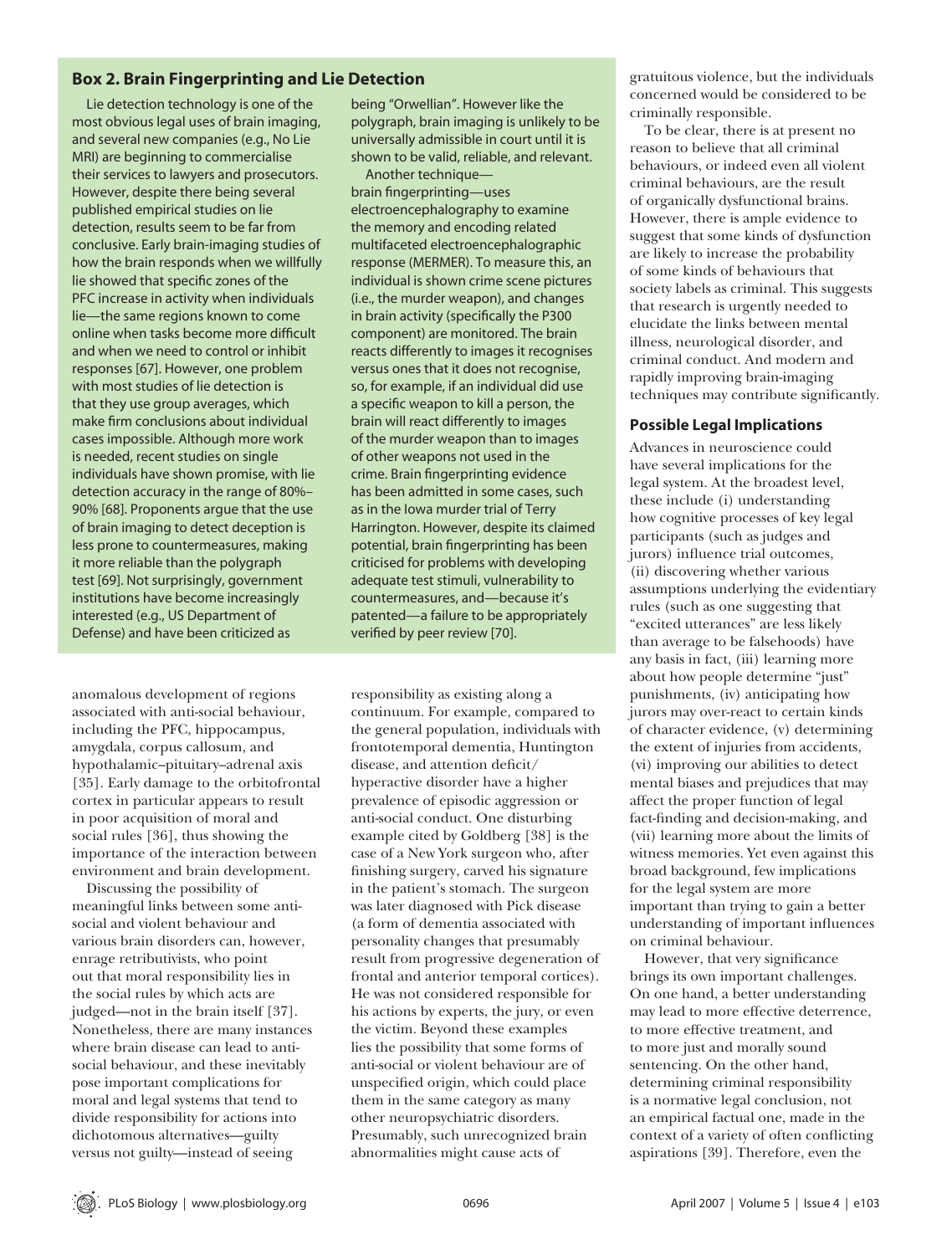### Box 2. Brain Fingerprinting and Lie Detection

Lie detection technology is one of the most obvious legal uses of brain imaging, and several new companies (e.g., No Lie MRI) are beginning to commercialise their services to lawyers and prosecutors. However, despite there being several published empirical studies on lie detection, results seem to be far from conclusive. Early brain-imaging studies of how the brain responds when we willfully lie showed that specific zones of the PFC increase in activity when individuals lie—the same regions known to come online when tasks become more difficult and when we need to control or inhibit responses [67]. However, one problem with most studies of lie detection is that they use group averages, which make firm conclusions about individual cases impossible. Although more work is needed, recent studies on single individuals have shown promise, with lie detection accuracy in the range of 80%–90% [68]. Proponents argue that the use of brain imaging to detect deception is less prone to countermeasures, making it more reliable than the polygraph test [69]. Not surprisingly, government institutions have become increasingly interested (e.g., US Department of Defense) and have been criticized as being "Orwellian". However like the polygraph, brain imaging is unlikely to be universally admissible in court until it is shown to be valid, reliable, and relevant.

Another technique—brain fingerprinting—uses electroencephalography to examine the memory and encoding related multifaceted electroencephalographic response (MERMER). To measure this, an individual is shown crime scene pictures (i.e., the murder weapon), and changes in brain activity (specifically the P300 component) are monitored. The brain reacts differently to images it recognises versus ones that it does not recognise, so, for example, if an individual did use a specific weapon to kill a person, the brain will react differently to images of the murder weapon than to images of other weapons not used in the crime. Brain fingerprinting evidence has been admitted in some cases, such as in the Iowa murder trial of Terry Harrington. However, despite its claimed potential, brain fingerprinting has been criticised for problems with developing adequate test stimuli, vulnerability to countermeasures, and—because it's patented—a failure to be appropriately verified by peer review [70].

anomalous development of regions associated with anti-social behaviour, including the PFC, hippocampus, amygdala, corpus callosum, and hypothalamic–pituitary–adrenal axis [35]. Early damage to the orbitofrontal cortex in particular appears to result in poor acquisition of moral and social rules [36], thus showing the importance of the interaction between environment and brain development.

Discussing the possibility of meaningful links between some anti-social and violent behaviour and various brain disorders can, however, enrage retributivists, who point out that moral responsibility lies in the social rules by which acts are judged—not in the brain itself [37]. Nonetheless, there are many instances where brain disease can lead to anti-social behaviour, and these inevitably pose important complications for moral and legal systems that tend to divide responsibility for actions into dichotomous alternatives—guilty versus not guilty—instead of seeing responsibility as existing along a continuum. For example, compared to the general population, individuals with frontotemporal dementia, Huntington disease, and attention deficit/hyperactive disorder have a higher prevalence of episodic aggression or anti-social conduct. One disturbing example cited by Goldberg [38] is the case of a New York surgeon who, after finishing surgery, carved his signature in the patient's stomach. The surgeon was later diagnosed with Pick disease (a form of dementia associated with personality changes that presumably result from progressive degeneration of frontal and anterior temporal cortices). He was not considered responsible for his actions by experts, the jury, or even the victim. Beyond these examples lies the possibility that some forms of anti-social or violent behaviour are of unspecified origin, which could place them in the same category as many other neuropsychiatric disorders. Presumably, such unrecognized brain abnormalities might cause acts of gratuitous violence, but the individuals concerned would be considered to be criminally responsible.

To be clear, there is at present no reason to believe that all criminal behaviours, or indeed even all violent criminal behaviours, are the result of organically dysfunctional brains. However, there is ample evidence to suggest that some kinds of dysfunction are likely to increase the probability of some kinds of behaviours that society labels as criminal. This suggests that research is urgently needed to elucidate the links between mental illness, neurological disorder, and criminal conduct. And modern and rapidly improving brain-imaging techniques may contribute significantly.

## Possible Legal Implications

Advances in neuroscience could have several implications for the legal system. At the broadest level, these include (i) understanding how cognitive processes of key legal participants (such as judges and jurors) influence trial outcomes, (ii) discovering whether various assumptions underlying the evidentiary rules (such as one suggesting that "excited utterances" are less likely than average to be falsehoods) have any basis in fact, (iii) learning more about how people determine "just" punishments, (iv) anticipating how jurors may over-react to certain kinds of character evidence, (v) determining the extent of injuries from accidents, (vi) improving our abilities to detect mental biases and prejudices that may affect the proper function of legal fact-finding and decision-making, and (vii) learning more about the limits of witness memories. Yet even against this broad background, few implications for the legal system are more important than trying to gain a better understanding of important influences on criminal behaviour.

However, that very significance brings its own important challenges. On one hand, a better understanding may lead to more effective deterrence, to more effective treatment, and to more just and morally sound sentencing. On the other hand, determining criminal responsibility is a normative legal conclusion, not an empirical factual one, made in the context of a variety of often conflicting aspirations [39]. Therefore, even the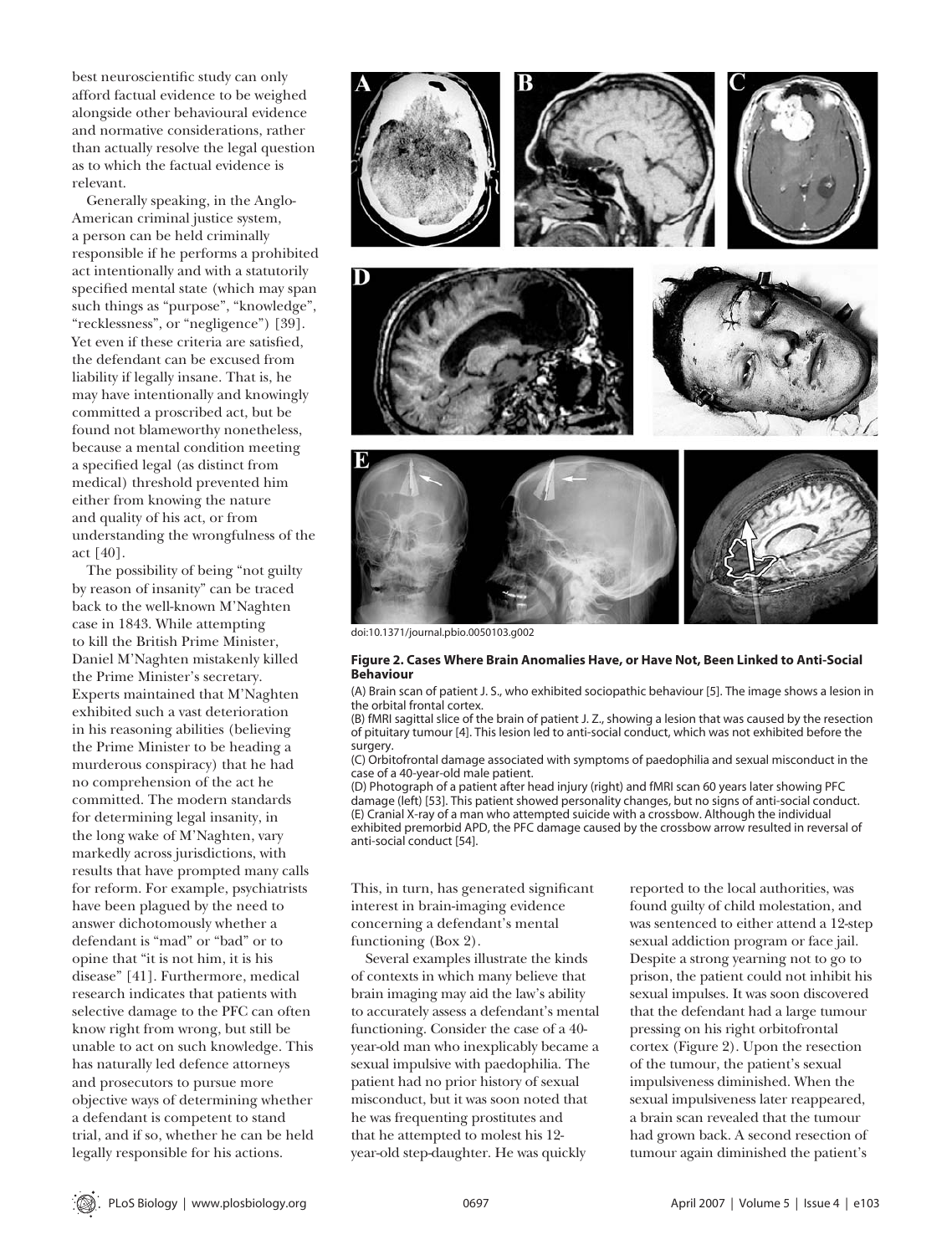best neuroscientific study can only afford factual evidence to be weighed alongside other behavioural evidence and normative considerations, rather than actually resolve the legal question as to which the factual evidence is relevant.

Generally speaking, in the Anglo-American criminal justice system, a person can be held criminally responsible if he performs a prohibited act intentionally and with a statutorily specified mental state (which may span such things as "purpose", "knowledge", "recklessness", or "negligence") [39]. Yet even if these criteria are satisfied, the defendant can be excused from liability if legally insane. That is, he may have intentionally and knowingly committed a proscribed act, but be found not blameworthy nonetheless, because a mental condition meeting a specified legal (as distinct from medical) threshold prevented him either from knowing the nature and quality of his act, or from understanding the wrongfulness of the act [40].

The possibility of being "not guilty by reason of insanity" can be traced back to the well-known M'Naghten case in 1843. While attempting to kill the British Prime Minister, Daniel M'Naghten mistakenly killed the Prime Minister's secretary. Experts maintained that M'Naghten exhibited such a vast deterioration in his reasoning abilities (believing the Prime Minister to be heading a murderous conspiracy) that he had no comprehension of the act he committed. The modern standards for determining legal insanity, in the long wake of M'Naghten, vary markedly across jurisdictions, with results that have prompted many calls for reform. For example, psychiatrists have been plagued by the need to answer dichotomously whether a defendant is "mad" or "bad" or to opine that "it is not him, it is his disease" [41]. Furthermore, medical research indicates that patients with selective damage to the PFC can often know right from wrong, but still be unable to act on such knowledge. This has naturally led defence attorneys and prosecutors to pursue more objective ways of determining whether a defendant is competent to stand trial, and if so, whether he can be held legally responsible for his actions.

doi:10.1371/journal.pbio.0050103.g002

**Figure 2. Cases Where Brain Anomalies Have, or Have Not, Been Linked to Anti-Social Behaviour**

(A) Brain scan of patient J. S., who exhibited sociopathic behaviour [5]. The image shows a lesion in the orbital frontal cortex.
(B) fMRI sagittal slice of the brain of patient J. Z., showing a lesion that was caused by the resection of pituitary tumour [4]. This lesion led to anti-social conduct, which was not exhibited before the surgery.
(C) Orbitofrontal damage associated with symptoms of paedophilia and sexual misconduct in the case of a 40-year-old male patient.
(D) Photograph of a patient after head injury (right) and fMRI scan 60 years later showing PFC damage (left) [53]. This patient showed personality changes, but no signs of anti-social conduct.
(E) Cranial X-ray of a man who attempted suicide with a crossbow. Although the individual exhibited premorbid APD, the PFC damage caused by the crossbow arrow resulted in reversal of anti-social conduct [54].

This, in turn, has generated significant interest in brain-imaging evidence concerning a defendant's mental functioning (Box 2).

Several examples illustrate the kinds of contexts in which many believe that brain imaging may aid the law's ability to accurately assess a defendant's mental functioning. Consider the case of a 40-year-old man who inexplicably became a sexual impulsive with paedophilia. The patient had no prior history of sexual misconduct, but it was soon noted that he was frequenting prostitutes and that he attempted to molest his 12-year-old step-daughter. He was quickly reported to the local authorities, was found guilty of child molestation, and was sentenced to either attend a 12-step sexual addiction program or face jail. Despite a strong yearning not to go to prison, the patient could not inhibit his sexual impulses. It was soon discovered that the defendant had a large tumour pressing on his right orbitofrontal cortex (Figure 2). Upon the resection of the tumour, the patient's sexual impulsiveness diminished. When the sexual impulsiveness later reappeared, a brain scan revealed that the tumour had grown back. A second resection of tumour again diminished the patient's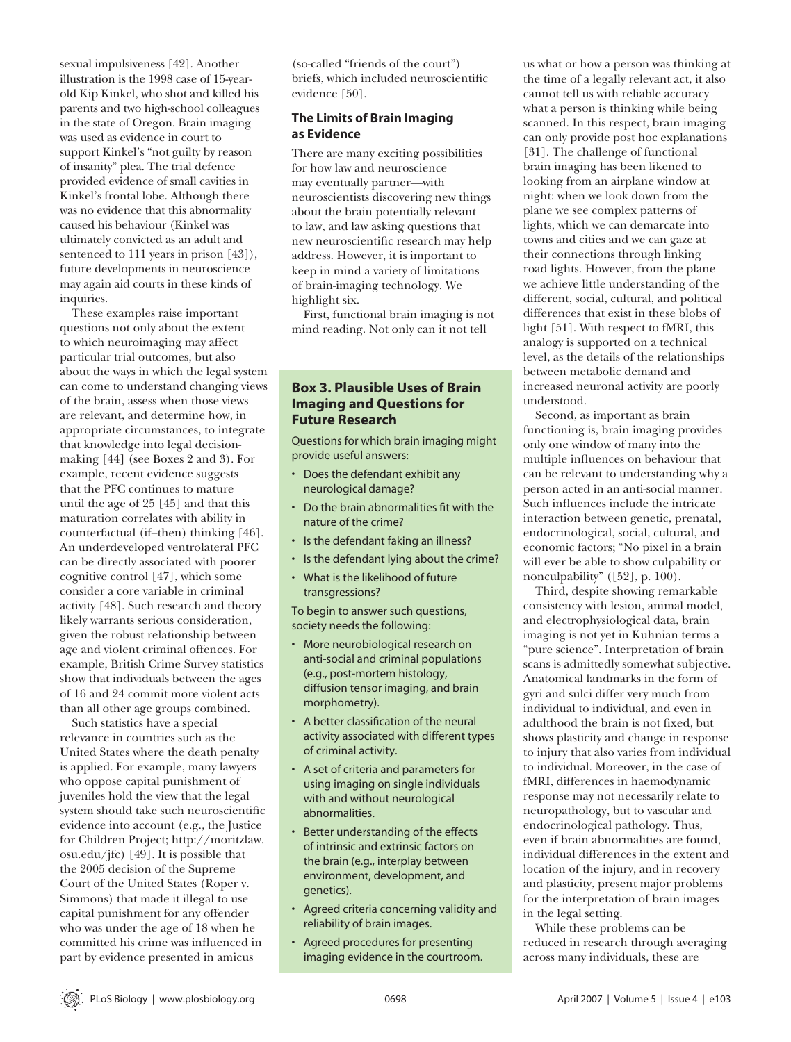sexual impulsiveness [42]. Another illustration is the 1998 case of 15-year-old Kip Kinkel, who shot and killed his parents and two high-school colleagues in the state of Oregon. Brain imaging was used as evidence in court to support Kinkel's "not guilty by reason of insanity" plea. The trial defence provided evidence of small cavities in Kinkel's frontal lobe. Although there was no evidence that this abnormality caused his behaviour (Kinkel was ultimately convicted as an adult and sentenced to 111 years in prison [43]), future developments in neuroscience may again aid courts in these kinds of inquiries.

These examples raise important questions not only about the extent to which neuroimaging may affect particular trial outcomes, but also about the ways in which the legal system can come to understand changing views of the brain, assess when those views are relevant, and determine how, in appropriate circumstances, to integrate that knowledge into legal decision-making [44] (see Boxes 2 and 3). For example, recent evidence suggests that the PFC continues to mature until the age of 25 [45] and that this maturation correlates with ability in counterfactual (if–then) thinking [46]. An underdeveloped ventrolateral PFC can be directly associated with poorer cognitive control [47], which some consider a core variable in criminal activity [48]. Such research and theory likely warrants serious consideration, given the robust relationship between age and violent criminal offences. For example, British Crime Survey statistics show that individuals between the ages of 16 and 24 commit more violent acts than all other age groups combined.

Such statistics have a special relevance in countries such as the United States where the death penalty is applied. For example, many lawyers who oppose capital punishment of juveniles hold the view that the legal system should take such neuroscientific evidence into account (e.g., the Justice for Children Project; http://moritzlaw.osu.edu/jfc) [49]. It is possible that the 2005 decision of the Supreme Court of the United States (Roper v. Simmons) that made it illegal to use capital punishment for any offender who was under the age of 18 when he committed his crime was influenced in part by evidence presented in amicus (so-called "friends of the court") briefs, which included neuroscientific evidence [50].

### The Limits of Brain Imaging as Evidence

There are many exciting possibilities for how law and neuroscience may eventually partner—with neuroscientists discovering new things about the brain potentially relevant to law, and law asking questions that new neuroscientific research may help address. However, it is important to keep in mind a variety of limitations of brain-imaging technology. We highlight six.

First, functional brain imaging is not mind reading. Not only can it not tell us what or how a person was thinking at the time of a legally relevant act, it also cannot tell us with reliable accuracy what a person is thinking while being scanned. In this respect, brain imaging can only provide post hoc explanations [31]. The challenge of functional brain imaging has been likened to looking from an airplane window at night: when we look down from the plane we see complex patterns of lights, which we can demarcate into towns and cities and we can gaze at their connections through linking road lights. However, from the plane we achieve little understanding of the different, social, cultural, and political differences that exist in these blobs of light [51]. With respect to fMRI, this analogy is supported on a technical level, as the details of the relationships between metabolic demand and increased neuronal activity are poorly understood.

Second, as important as brain functioning is, brain imaging provides only one window of many into the multiple influences on behaviour that can be relevant to understanding why a person acted in an anti-social manner. Such influences include the intricate interaction between genetic, prenatal, endocrinological, social, cultural, and economic factors; "No pixel in a brain will ever be able to show culpability or nonculpability" ([52], p. 100).

Third, despite showing remarkable consistency with lesion, animal model, and electrophysiological data, brain imaging is not yet in Kuhnian terms a "pure science". Interpretation of brain scans is admittedly somewhat subjective. Anatomical landmarks in the form of gyri and sulci differ very much from individual to individual, and even in adulthood the brain is not fixed, but shows plasticity and change in response to injury that also varies from individual to individual. Moreover, in the case of fMRI, differences in haemodynamic response may not necessarily relate to neuropathology, but to vascular and endocrinological pathology. Thus, even if brain abnormalities are found, individual differences in the extent and location of the injury, and in recovery and plasticity, present major problems for the interpretation of brain images in the legal setting.

While these problems can be reduced in research through averaging across many individuals, these are

### Box 3. Plausible Uses of Brain Imaging and Questions for Future Research

Questions for which brain imaging might provide useful answers:

- Does the defendant exhibit any neurological damage?
- Do the brain abnormalities fit with the nature of the crime?
- Is the defendant faking an illness?
- Is the defendant lying about the crime?
- What is the likelihood of future transgressions?

To begin to answer such questions, society needs the following:

- More neurobiological research on anti-social and criminal populations (e.g., post-mortem histology, diffusion tensor imaging, and brain morphometry).
- A better classification of the neural activity associated with different types of criminal activity.
- A set of criteria and parameters for using imaging on single individuals with and without neurological abnormalities.
- Better understanding of the effects of intrinsic and extrinsic factors on the brain (e.g., interplay between environment, development, and genetics).
- Agreed criteria concerning validity and reliability of brain images.
- Agreed procedures for presenting imaging evidence in the courtroom.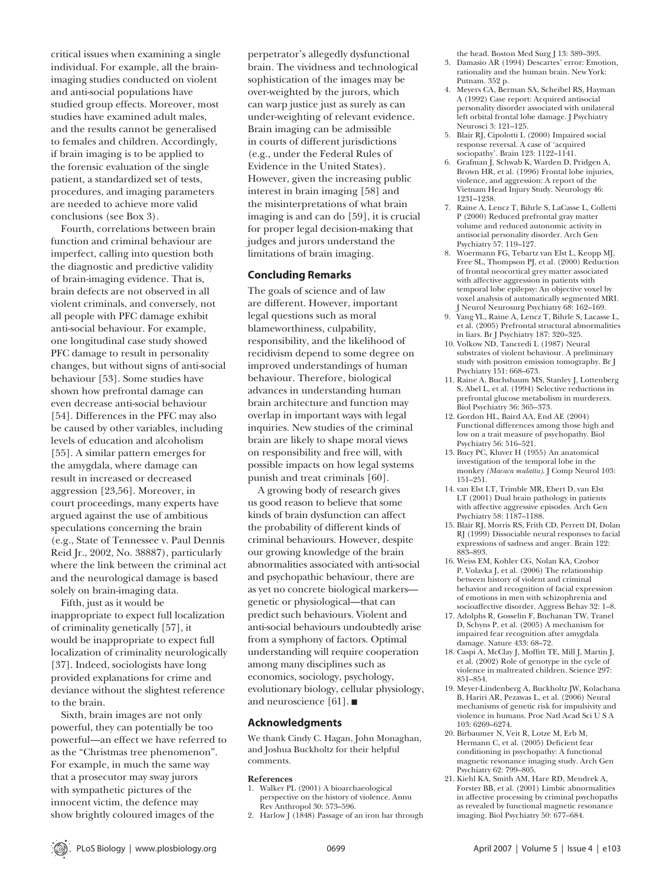critical issues when examining a single individual. For example, all the brain-imaging studies conducted on violent and anti-social populations have studied group effects. Moreover, most studies have examined adult males, and the results cannot be generalised to females and children. Accordingly, if brain imaging is to be applied to the forensic evaluation of the single patient, a standardized set of tests, procedures, and imaging parameters are needed to achieve more valid conclusions (see Box 3).

Fourth, correlations between brain function and criminal behaviour are imperfect, calling into question both the diagnostic and predictive validity of brain-imaging evidence. That is, brain defects are not observed in all violent criminals, and conversely, not all people with PFC damage exhibit anti-social behaviour. For example, one longitudinal case study showed PFC damage to result in personality changes, but without signs of anti-social behaviour [53]. Some studies have shown how prefrontal damage can even decrease anti-social behaviour [54]. Differences in the PFC may also be caused by other variables, including levels of education and alcoholism [55]. A similar pattern emerges for the amygdala, where damage can result in increased or decreased aggression [23,56]. Moreover, in court proceedings, many experts have argued against the use of ambitious speculations concerning the brain (e.g., State of Tennessee v. Paul Dennis Reid Jr., 2002, No. 38887), particularly where the link between the criminal act and the neurological damage is based solely on brain-imaging data.

Fifth, just as it would be inappropriate to expect full localization of criminality genetically [57], it would be inappropriate to expect full localization of criminality neurologically [37]. Indeed, sociologists have long provided explanations for crime and deviance without the slightest reference to the brain.

Sixth, brain images are not only powerful, they can potentially be too powerful—an effect we have referred to as the "Christmas tree phenomenon". For example, in much the same way that a prosecutor may sway jurors with sympathetic pictures of the innocent victim, the defence may show brightly coloured images of the perpetrator's allegedly dysfunctional brain. The vividness and technological sophistication of the images may be over-weighted by the jurors, which can warp justice just as surely as can under-weighting of relevant evidence. Brain imaging can be admissible in courts of different jurisdictions (e.g., under the Federal Rules of Evidence in the United States). However, given the increasing public interest in brain imaging [58] and the misinterpretations of what brain imaging is and can do [59], it is crucial for proper legal decision-making that judges and jurors understand the limitations of brain imaging.

## Concluding Remarks

The goals of science and of law are different. However, important legal questions such as moral blameworthiness, culpability, responsibility, and the likelihood of recidivism depend to some degree on improved understandings of human behaviour. Therefore, biological advances in understanding human brain architecture and function may overlap in important ways with legal inquiries. New studies of the criminal brain are likely to shape moral views on responsibility and free will, with possible impacts on how legal systems punish and treat criminals [60].

A growing body of research gives us good reason to believe that some kinds of brain dysfunction can affect the probability of different kinds of criminal behaviours. However, despite our growing knowledge of the brain abnormalities associated with anti-social and psychopathic behaviour, there are as yet no concrete biological markers—genetic or physiological—that can predict such behaviours. Violent and anti-social behaviours undoubtedly arise from a symphony of factors. Optimal understanding will require cooperation among many disciplines such as economics, sociology, psychology, evolutionary biology, cellular physiology, and neuroscience [61]. ■

## Acknowledgments

We thank Cindy C. Hagan, John Monaghan, and Joshua Buckholtz for their helpful comments.

### References

1. Walker PL (2001) A bioarchaeological perspective on the history of violence. Annu Rev Anthropol 30: 573–596.
2. Harlow J (1848) Passage of an iron bar through the head. Boston Med Surg J 13: 389–393.
3. Damasio AR (1994) Descartes' error: Emotion, rationality and the human brain. New York: Putnam. 352 p.
4. Meyers CA, Berman SA, Scheibel RS, Hayman A (1992) Case report: Acquired antisocial personality disorder associated with unilateral left orbital frontal lobe damage. J Psychiatry Neurosci 3: 121–125.
5. Blair RJ, Cipolotti L (2000) Impaired social response reversal. A case of 'acquired sociopathy'. Brain 123: 1122–1141.
6. Grafman J, Schwab K, Warden D, Pridgen A, Brown HR, et al. (1996) Frontal lobe injuries, violence, and aggression: A report of the Vietnam Head Injury Study. Neurology 46: 1231–1238.
7. Raine A, Lencz T, Bihrle S, LaCasse L, Colletti P (2000) Reduced prefrontal gray matter volume and reduced autonomic activity in antisocial personality disorder. Arch Gen Psychiatry 57: 119–127.
8. Woermann FG, Tebartz van Elst L, Keopp MJ, Free SL, Thompson PJ, et al. (2000) Reduction of frontal neocortical grey matter associated with affective aggression in patients with temporal lobe epilepsy: An objective voxel by voxel analysis of automatically segmented MRI. J Neurol Neurosurg Psychiatry 68: 162–169.
9. Yang YL, Raine A, Lencz T, Bihrle S, Lacasse L, et al. (2005) Prefrontal structural abnormalities in liars. Br J Psychiatry 187: 320–325.
10. Volkow ND, Tancredi L (1987) Neural substrates of violent behaviour. A preliminary study with positron emission tomography. Br J Psychiatry 151: 668–673.
11. Raine A, Buchsbaum MS, Stanley J, Lottenberg S, Abel L, et al. (1994) Selective reductions in prefrontal glucose metabolism in murderers. Biol Psychiatry 36: 365–373.
12. Gordon HL, Baird AA, End AE (2004) Functional differences among those high and low on a trait measure of psychopathy. Biol Psychiatry 56: 516–521.
13. Bucy PC, Kluver H (1955) An anatomical investigation of the temporal lobe in the monkey *(Macaca mulatta)*. J Comp Neurol 103: 151–251.
14. van Elst LT, Trimble MR, Ebert D, van Elst LT (2001) Dual brain pathology in patients with affective aggressive episodes. Arch Gen Psychiatry 58: 1187–1188.
15. Blair RJ, Morris RS, Frith CD, Perrett DI, Dolan RJ (1999) Dissociable neural responses to facial expressions of sadness and anger. Brain 122: 883–893.
16. Weiss EM, Kohler CG, Nolan KA, Czobor P, Volavka J, et al. (2006) The relationship between history of violent and criminal behavior and recognition of facial expression of emotions in men with schizophrenia and socioaffective disorder. Aggress Behav 32: 1–8.
17. Adolphs R, Gosselin F, Buchanan TW, Tranel D, Schyns P, et al. (2005) A mechanism for impaired fear recognition after amygdala damage. Nature 433: 68–72.
18. Caspi A, McClay J, Moffitt TE, Mill J, Martin J, et al. (2002) Role of genotype in the cycle of violence in maltreated children. Science 297: 851–854.
19. Meyer-Lindenberg A, Buckholtz JW, Kolachana B, Hariri AR, Pezawas L, et al. (2006) Neural mechanisms of genetic risk for impulsivity and violence in humans. Proc Natl Acad Sci U S A 103: 6269–6274.
20. Birbaumer N, Veit R, Lotze M, Erb M, Hermann C, et al. (2005) Deficient fear conditioning in psychopathy: A functional magnetic resonance imaging study. Arch Gen Psychiatry 62: 799–805.
21. Kiehl KA, Smith AM, Hare RD, Mendrek A, Forster BB, et al. (2001) Limbic abnormalities in affective processing by criminal psychopaths as revealed by functional magnetic resonance imaging. Biol Psychiatry 50: 677–684.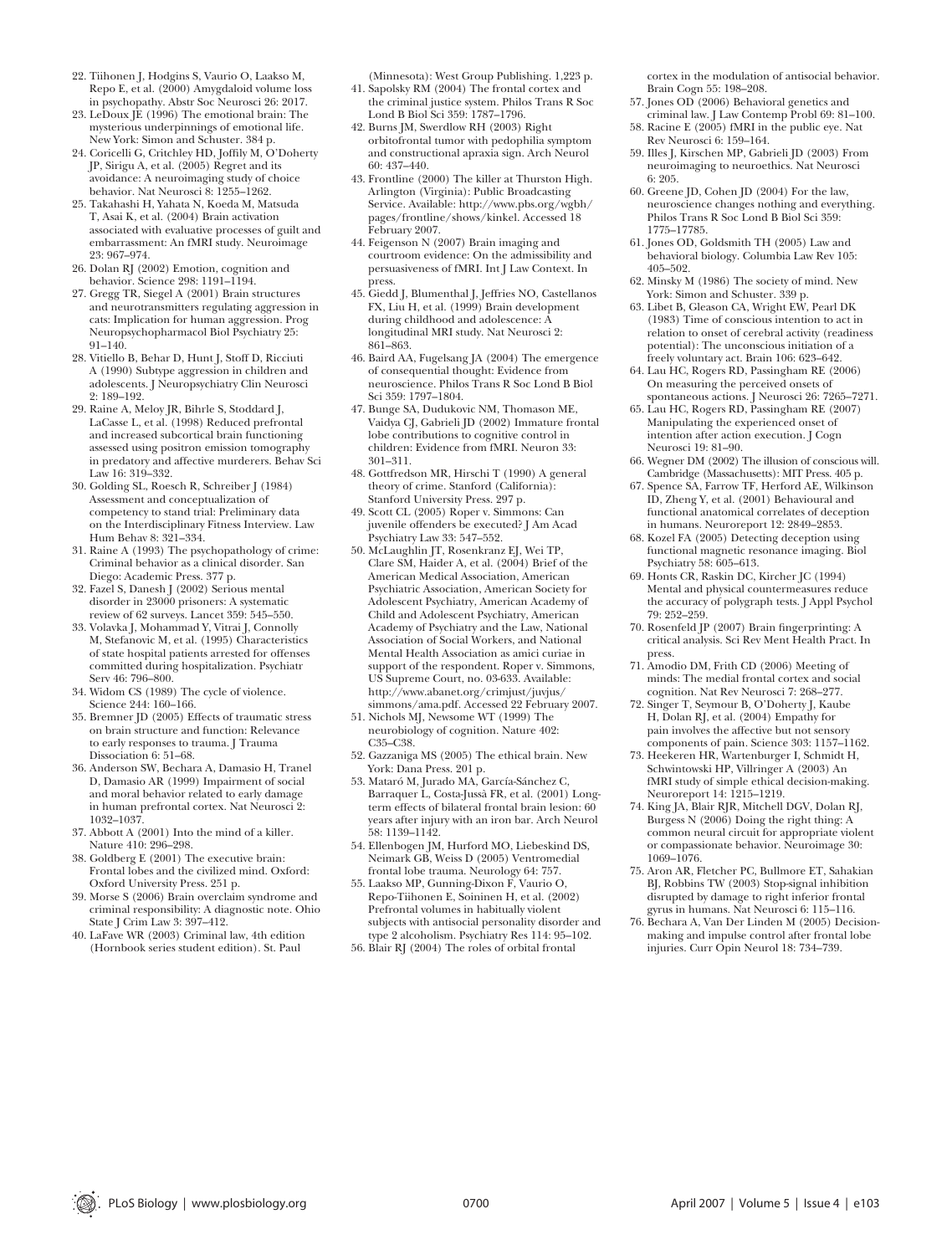22. Tiihonen J, Hodgins S, Vaurio O, Laakso M, Repo E, et al. (2000) Amygdaloid volume loss in psychopathy. Abstr Soc Neurosci 26: 2017.
23. LeDoux JE (1996) The emotional brain: The mysterious underpinnings of emotional life. New York: Simon and Schuster. 384 p.
24. Coricelli G, Critchley HD, Joffily M, O'Doherty JP, Sirigu A, et al. (2005) Regret and its avoidance: A neuroimaging study of choice behavior. Nat Neurosci 8: 1255–1262.
25. Takahashi H, Yahata N, Koeda M, Matsuda T, Asai K, et al. (2004) Brain activation associated with evaluative processes of guilt and embarrassment: An fMRI study. Neuroimage 23: 967–974.
26. Dolan RJ (2002) Emotion, cognition and behavior. Science 298: 1191–1194.
27. Gregg TR, Siegel A (2001) Brain structures and neurotransmitters regulating aggression in cats: Implication for human aggression. Prog Neuropsychopharmacol Biol Psychiatry 25: 91–140.
28. Vitiello B, Behar D, Hunt J, Stoff D, Ricciuti A (1990) Subtype aggression in children and adolescents. J Neuropsychiatry Clin Neurosci 2: 189–192.
29. Raine A, Meloy JR, Bihrle S, Stoddard J, LaCasse L, et al. (1998) Reduced prefrontal and increased subcortical brain functioning assessed using positron emission tomography in predatory and affective murderers. Behav Sci Law 16: 319–332.
30. Golding SL, Roesch R, Schreiber J (1984) Assessment and conceptualization of competency to stand trial: Preliminary data on the Interdisciplinary Fitness Interview. Law Hum Behav 8: 321–334.
31. Raine A (1993) The psychopathology of crime: Criminal behavior as a clinical disorder. San Diego: Academic Press. 377 p.
32. Fazel S, Danesh J (2002) Serious mental disorder in 23000 prisoners: A systematic review of 62 surveys. Lancet 359: 545–550.
33. Volavka J, Mohammad Y, Vitrai J, Connolly M, Stefanovic M, et al. (1995) Characteristics of state hospital patients arrested for offenses committed during hospitalization. Psychiatr Serv 46: 796–800.
34. Widom CS (1989) The cycle of violence. Science 244: 160–166.
35. Bremner JD (2005) Effects of traumatic stress on brain structure and function: Relevance to early responses to trauma. J Trauma Dissociation 6: 51–68.
36. Anderson SW, Bechara A, Damasio H, Tranel D, Damasio AR (1999) Impairment of social and moral behavior related to early damage in human prefrontal cortex. Nat Neurosci 2: 1032–1037.
37. Abbott A (2001) Into the mind of a killer. Nature 410: 296–298.
38. Goldberg E (2001) The executive brain: Frontal lobes and the civilized mind. Oxford: Oxford University Press. 251 p.
39. Morse S (2006) Brain overclaim syndrome and criminal responsibility: A diagnostic note. Ohio State J Crim Law 3: 397–412.
40. LaFave WR (2003) Criminal law, 4th edition (Hornbook series student edition). St. Paul (Minnesota): West Group Publishing. 1,223 p.
41. Sapolsky RM (2004) The frontal cortex and the criminal justice system. Philos Trans R Soc Lond B Biol Sci 359: 1787–1796.
42. Burns JM, Swerdlow RH (2003) Right orbitofrontal tumor with pedophilia symptom and constructional apraxia sign. Arch Neurol 60: 437–440.
43. Frontline (2000) The killer at Thurston High. Arlington (Virginia): Public Broadcasting Service. Available: http://www.pbs.org/wgbh/pages/frontline/shows/kinkel. Accessed 18 February 2007.
44. Feigenson N (2007) Brain imaging and courtroom evidence: On the admissibility and persuasiveness of fMRI. Int J Law Context. In press.
45. Giedd J, Blumenthal J, Jeffries NO, Castellanos FX, Liu H, et al. (1999) Brain development during childhood and adolescence: A longitudinal MRI study. Nat Neurosci 2: 861–863.
46. Baird AA, Fugelsang JA (2004) The emergence of consequential thought: Evidence from neuroscience. Philos Trans R Soc Lond B Biol Sci 359: 1797–1804.
47. Bunge SA, Dudukovic NM, Thomason ME, Vaidya CJ, Gabrieli JD (2002) Immature frontal lobe contributions to cognitive control in children: Evidence from fMRI. Neuron 33: 301–311.
48. Gottfredson MR, Hirschi T (1990) A general theory of crime. Stanford (California): Stanford University Press. 297 p.
49. Scott CL (2005) Roper v. Simmons: Can juvenile offenders be executed? J Am Acad Psychiatry Law 33: 547–552.
50. McLaughlin JT, Rosenkranz EJ, Wei TP, Clare SM, Haider A, et al. (2004) Brief of the American Medical Association, American Psychiatric Association, American Society for Adolescent Psychiatry, American Academy of Child and Adolescent Psychiatry, American Academy of Psychiatry and the Law, National Association of Social Workers, and National Mental Health Association as amici curiae in support of the respondent. Roper v. Simmons, US Supreme Court, no. 03-633. Available: http://www.abanet.org/crimjust/juvjus/simmons/ama.pdf. Accessed 22 February 2007.
51. Nichols MJ, Newsome WT (1999) The neurobiology of cognition. Nature 402: C35–C38.
52. Gazzaniga MS (2005) The ethical brain. New York: Dana Press. 201 p.
53. Mataró M, Jurado MA, García-Sánchez C, Barraquer L, Costa-Jussà FR, et al. (2001) Long-term effects of bilateral frontal brain lesion: 60 years after injury with an iron bar. Arch Neurol 58: 1139–1142.
54. Ellenbogen JM, Hurford MO, Liebeskind DS, Neimark GB, Weiss D (2005) Ventromedial frontal lobe trauma. Neurology 64: 757.
55. Laakso MP, Gunning-Dixon F, Vaurio O, Repo-Tiihonen E, Soininen H, et al. (2002) Prefrontal volumes in habitually violent subjects with antisocial personality disorder and type 2 alcoholism. Psychiatry Res 114: 95–102.
56. Blair RJ (2004) The roles of orbital frontal cortex in the modulation of antisocial behavior. Brain Cogn 55: 198–208.
57. Jones OD (2006) Behavioral genetics and criminal law. J Law Contemp Probl 69: 81–100.
58. Racine E (2005) fMRI in the public eye. Nat Rev Neurosci 6: 159–164.
59. Illes J, Kirschen MP, Gabrieli JD (2003) From neuroimaging to neuroethics. Nat Neurosci 6: 205.
60. Greene JD, Cohen JD (2004) For the law, neuroscience changes nothing and everything. Philos Trans R Soc Lond B Biol Sci 359: 1775–17785.
61. Jones OD, Goldsmith TH (2005) Law and behavioral biology. Columbia Law Rev 105: 405–502.
62. Minsky M (1986) The society of mind. New York: Simon and Schuster. 339 p.
63. Libet B, Gleason CA, Wright EW, Pearl DK (1983) Time of conscious intention to act in relation to onset of cerebral activity (readiness potential): The unconscious initiation of a freely voluntary act. Brain 106: 623–642.
64. Lau HC, Rogers RD, Passingham RE (2006) On measuring the perceived onsets of spontaneous actions. J Neurosci 26: 7265–7271.
65. Lau HC, Rogers RD, Passingham RE (2007) Manipulating the experienced onset of intention after action execution. J Cogn Neurosci 19: 81–90.
66. Wegner DM (2002) The illusion of conscious will. Cambridge (Massachusetts): MIT Press. 405 p.
67. Spence SA, Farrow TF, Herford AE, Wilkinson ID, Zheng Y, et al. (2001) Behavioural and functional anatomical correlates of deception in humans. Neuroreport 12: 2849–2853.
68. Kozel FA (2005) Detecting deception using functional magnetic resonance imaging. Biol Psychiatry 58: 605–613.
69. Honts CR, Raskin DC, Kircher JC (1994) Mental and physical countermeasures reduce the accuracy of polygraph tests. J Appl Psychol 79: 252–259.
70. Rosenfeld JP (2007) Brain fingerprinting: A critical analysis. Sci Rev Ment Health Pract. In press.
71. Amodio DM, Frith CD (2006) Meeting of minds: The medial frontal cortex and social cognition. Nat Rev Neurosci 7: 268–277.
72. Singer T, Seymour B, O'Doherty J, Kaube H, Dolan RJ, et al. (2004) Empathy for pain involves the affective but not sensory components of pain. Science 303: 1157–1162.
73. Heekeren HR, Wartenburger I, Schmidt H, Schwintowski HP, Villringer A (2003) An fMRI study of simple ethical decision-making. Neuroreport 14: 1215–1219.
74. King JA, Blair RJR, Mitchell DGV, Dolan RJ, Burgess N (2006) Doing the right thing: A common neural circuit for appropriate violent or compassionate behavior. Neuroimage 30: 1069–1076.
75. Aron AR, Fletcher PC, Bullmore ET, Sahakian BJ, Robbins TW (2003) Stop-signal inhibition disrupted by damage to right inferior frontal gyrus in humans. Nat Neurosci 6: 115–116.
76. Bechara A, Van Der Linden M (2005) Decision-making and impulse control after frontal lobe injuries. Curr Opin Neurol 18: 734–739.